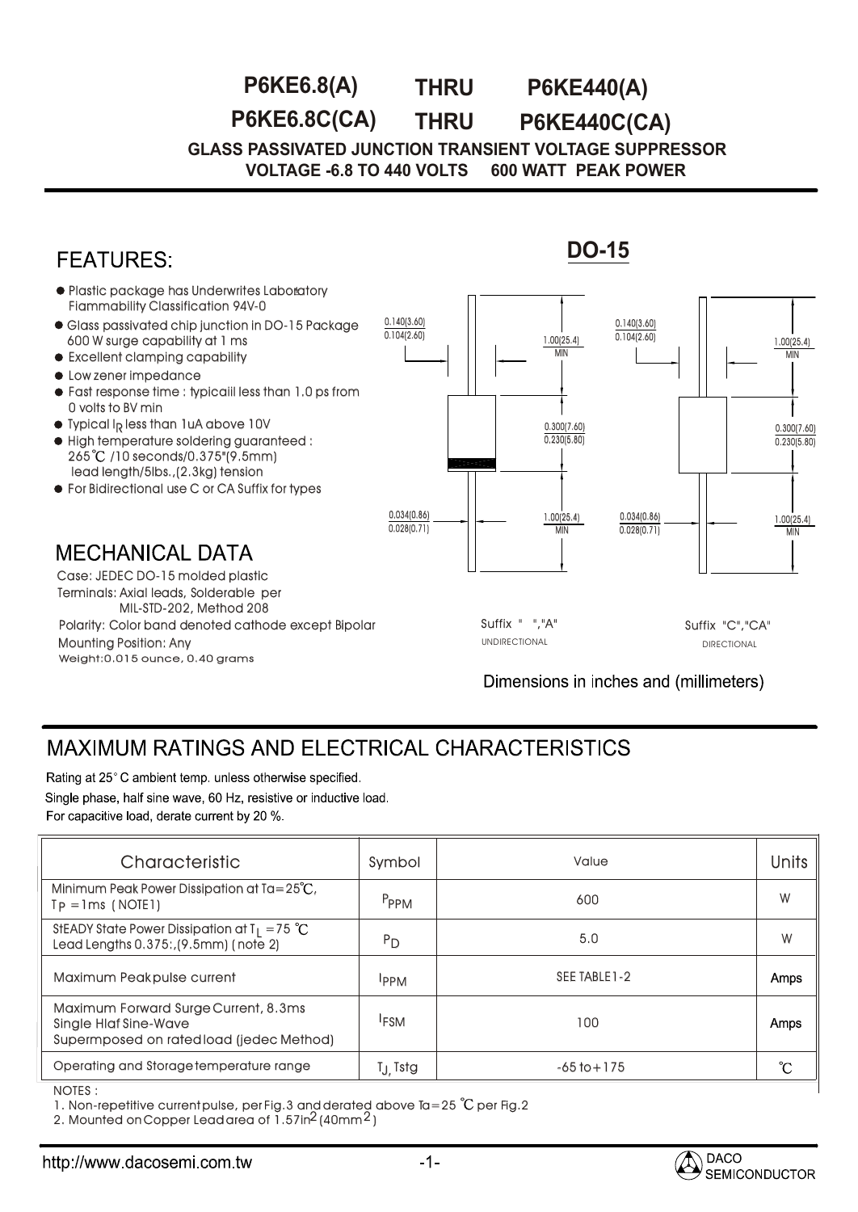# P6KE6.8(A) THRU P6KE440(A)
# P6KE6.8C(CA) THRU P6KE440C(CA)

**GLASS PASSIVATED JUNCTION TRANSIENT VOLTAGE SUPPRESSOR**
**VOLTAGE -6.8 TO 440 VOLTS 600 WATT PEAK POWER**

## FEATURES:

- Plastic package has Underwrites Laboratory Flammability Classification 94V-0
- Glass passivated chip junction in DO-15 Package 600 W surge capability at 1 ms
- Excellent clamping capability
- Low zener impedance
- Fast response time : typicaiil less than 1.0 ps from 0 volts to BV min
- Typical $I_R$ less than 1uA above 10V
- High temperature soldering guaranteed : 265℃ /10 seconds/0.375"(9.5mm) lead length/5lbs.,(2.3kg) tension
- For Bidirectional use C or CA Suffix for types

## DO-15

0.140(3.60)
0.104(2.60)

1.00(25.4) MIN

0.300(7.60)
0.230(5.80)

0.034(0.86)
0.028(0.71)

1.00(25.4) MIN

Suffix " ","A" UNIDIRECTIONAL

Suffix "C","CA" DIRECTIONAL

Dimensions in inches and (millimeters)

## MECHANICAL DATA

Case: JEDEC DO-15 molded plastic
Terminals: Axial leads, Solderable per MIL-STD-202, Method 208
Polarity: Color band denoted cathode except Bipolar
Mounting Position: Any
Weight:0.015 ounce, 0.40 grams

## MAXIMUM RATINGS AND ELECTRICAL CHARACTERISTICS

Rating at 25° C ambient temp. unless otherwise specified.
Single phase, half sine wave, 60 Hz, resistive or inductive load.
For capacitive load, derate current by 20 %.

| Characteristic | Symbol | Value | Units |
|---|---|---|---|
| Minimum Peak Power Dissipation at Ta=25℃, $T_P$ =1ms ( NOTE1) | $P_{PPM}$ | 600 | W |
| StEADY State Power Dissipation at $T_L$ =75 ℃ Lead Lengths 0.375:,(9.5mm) ( note 2) | $P_D$ | 5.0 | W |
| Maximum Peakpulse current | $I_{PPM}$ | SEE TABLE1-2 | Amps |
| Maximum Forward Surge Current, 8.3ms Single Hlaf Sine-Wave Supermposed on ratedload (jedec Method) | $I_{FSM}$ | 100 | Amps |
| Operating and Storage temperature range | $T_J$, Tstg | -65 to+175 | ℃ |

NOTES :
1. Non-repetitive currentpulse, per Fig.3 and derated above Ta=25 ℃ per Fig.2
2. Mounted on Copper Lead area of 1.57in$^2$ (40mm$^2$ )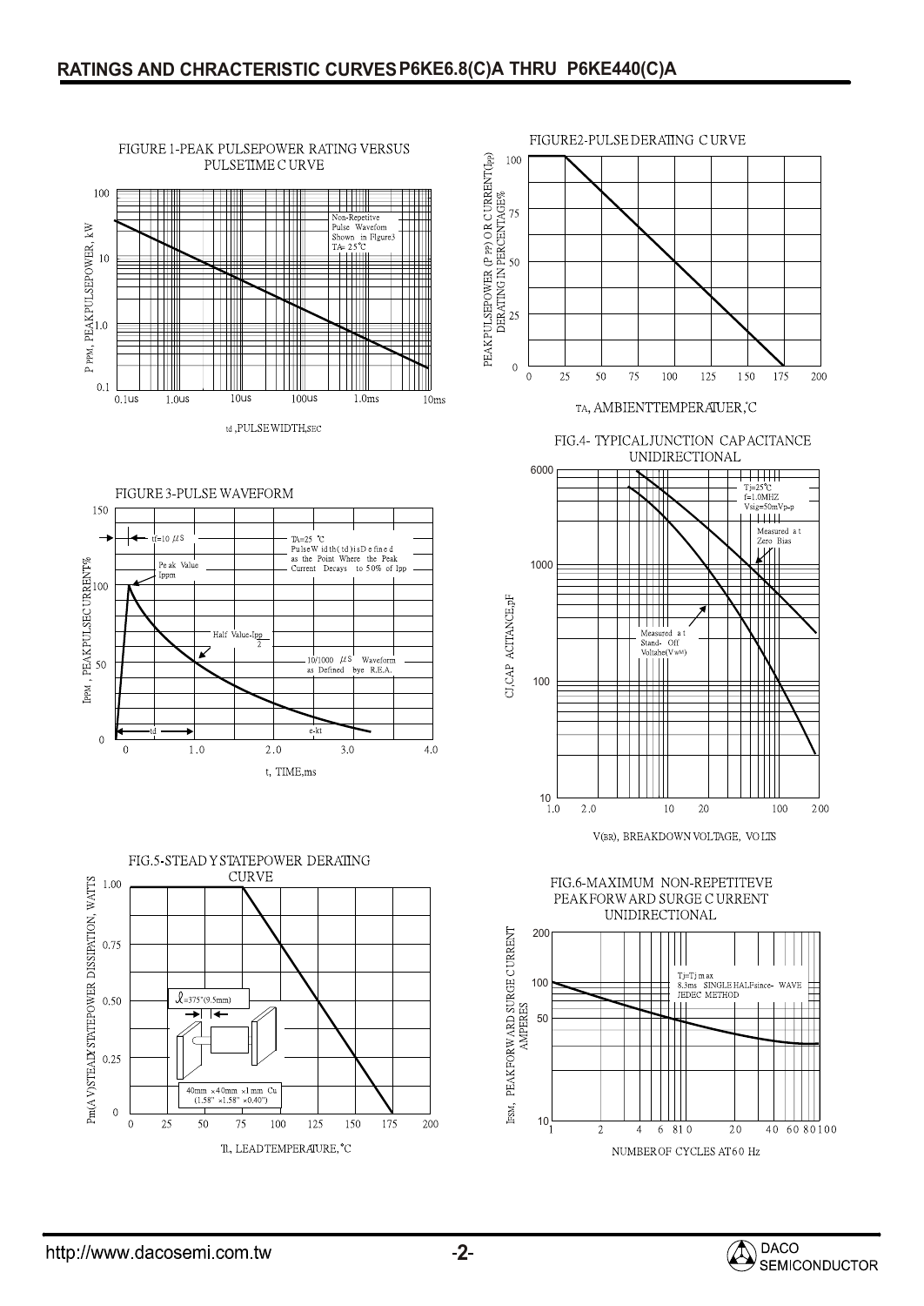## RATINGS AND CHRACTERISTIC CURVES P6KE6.8(C)A THRU P6KE440(C)A

FIGURE 1-PEAK PULSEPOWER RATING VERSUS PULSETIME CURVE

Non-Repetitve Pulse Waveform Shown in Figure3 TA= 25°C

$P_{PPM}$, PEAK PULSEPOWER, kW

100, 10, 1.0, 0.1

0.1us, 1.0us, 10us, 100us, 1.0ms, 10ms

td ,PULSE WIDTH,SEC

FIGURE2-PULSE DERATING CURVE

PEAK PULSEPOWER ($P_{PP}$) OR CURRENT($I_{PP}$) DERATING IN PERCENTAGE%

100, 75, 50, 25, 0

0, 25, 50, 75, 100, 125, 150, 175, 200

TA, AMBIENTTEMPERATUER,°C

FIGURE 3-PULSE WAVEFORM

tf=10 μS

TA=25 °C
Pulse Width(td)is Defined as the Point Where the Peak Current Decays to 50% of Ipp

Peak Value Ippm

Half Value-Ipp/2

10/1000 μS Waveform as Defined bye R.E.A.

e-kt

td

IPPM , PEAK PULSE CURRENT%

150, 100, 50, 0

0, 1.0, 2.0, 3.0, 4.0

t, TIME,ms

FIG.4- TYPICAL JUNCTION CAPACITANCE UNIDIRECTIONAL

Tj=25°C
f=1.0MHZ
Vsig=50mVp-p

Measured at Zero Bias

Measured at Stand- Off Voltahe($V_{WM}$)

CJ,CAPACITANCE,pF

6000, 1000, 100, 10

1.0, 2.0, 10, 20, 100, 200

V(BR), BREAKDOWN VOLTAGE, VOLTS

FIG.5-STEADY STATEPOWER DERATING CURVE

l=375"(9.5mm)

40mm ×40mm ×1mm Cu (1.58" ×1.58" ×0.40")

Pm(AV)STEADY STATEPOWER DISSIPATION, WATTS

1.00, 0.75, 0.50, 0.25, 0

0, 25, 50, 75, 100, 125, 150, 175, 200

TL, LEADTEMPERATURE,°C

FIG.6-MAXIMUM NON-REPETITEVE PEAK FORWARD SURGE CURRENT UNIDIRECTIONAL

Tj=Tj max
8.3ms SINGLE HALFsince- WAVE
JEDEC METHOD

IFSM, PEAK FORWARD SURGE CURRENT AMPERES

200, 100, 50, 10

1, 2, 4, 6, 8 10, 20, 40, 60, 80 100

NUMBER OF CYCLES AT 60 Hz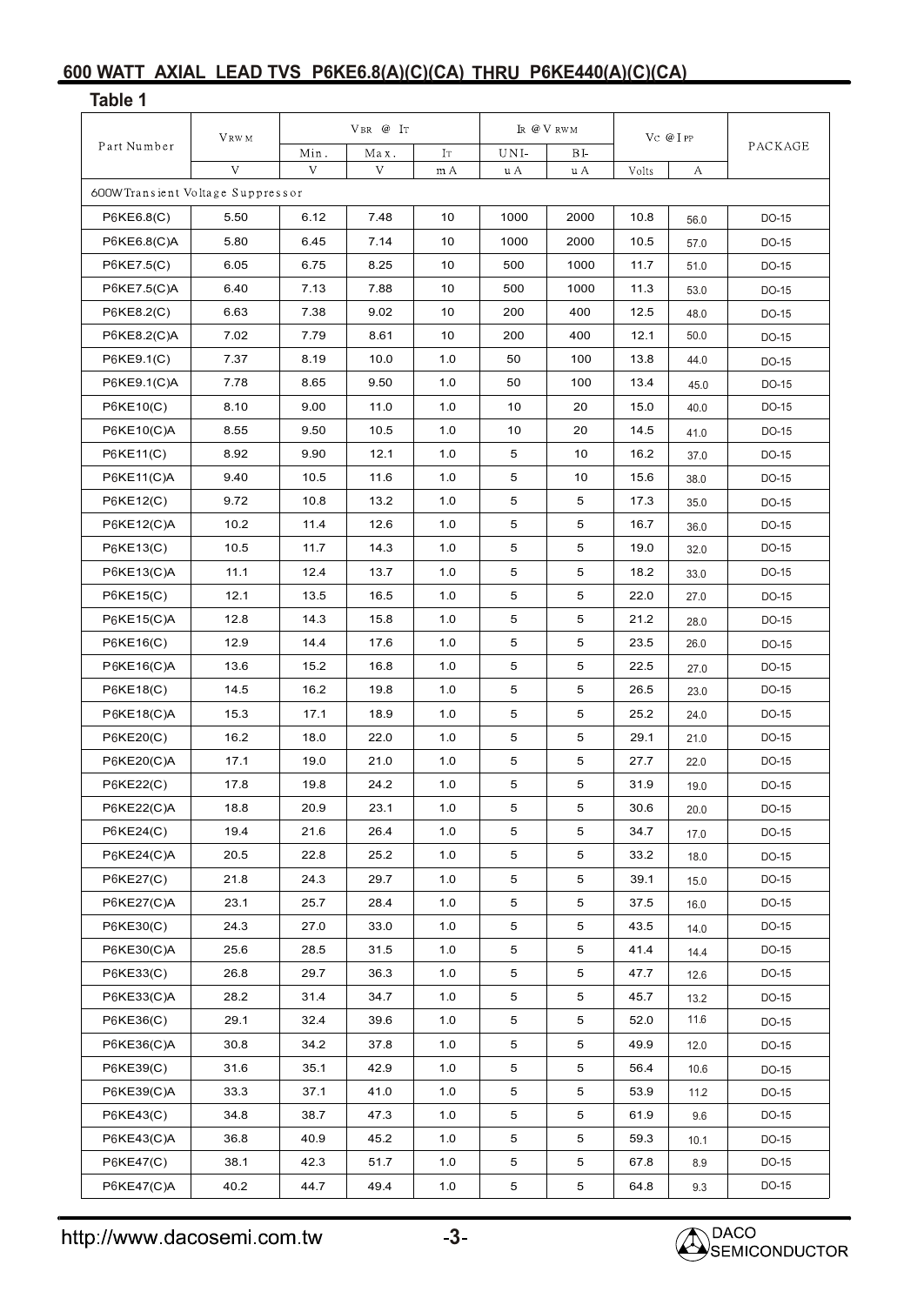## 600 WATT AXIAL LEAD TVS P6KE6.8(A)(C)(CA) THRU P6KE440(A)(C)(CA)

**Table 1**

| Part Number | $V_{RWM}$ | $V_{BR}$ @ $I_T$ | | | $I_R$ @ $V_{RWM}$ | | $V_C$ @ $I_{PP}$ | | PACKAGE |
|---|---|---|---|---|---|---|---|---|---|
| | | Min. | Max. | $I_T$ | UNI- | BI- | | | |
| | V | V | V | mA | uA | uA | Volts | A | |
| 600WTransient Voltage Suppressor | | | | | | | | | |
| P6KE6.8(C) | 5.50 | 6.12 | 7.48 | 10 | 1000 | 2000 | 10.8 | 56.0 | DO-15 |
| P6KE6.8(C)A | 5.80 | 6.45 | 7.14 | 10 | 1000 | 2000 | 10.5 | 57.0 | DO-15 |
| P6KE7.5(C) | 6.05 | 6.75 | 8.25 | 10 | 500 | 1000 | 11.7 | 51.0 | DO-15 |
| P6KE7.5(C)A | 6.40 | 7.13 | 7.88 | 10 | 500 | 1000 | 11.3 | 53.0 | DO-15 |
| P6KE8.2(C) | 6.63 | 7.38 | 9.02 | 10 | 200 | 400 | 12.5 | 48.0 | DO-15 |
| P6KE8.2(C)A | 7.02 | 7.79 | 8.61 | 10 | 200 | 400 | 12.1 | 50.0 | DO-15 |
| P6KE9.1(C) | 7.37 | 8.19 | 10.0 | 1.0 | 50 | 100 | 13.8 | 44.0 | DO-15 |
| P6KE9.1(C)A | 7.78 | 8.65 | 9.50 | 1.0 | 50 | 100 | 13.4 | 45.0 | DO-15 |
| P6KE10(C) | 8.10 | 9.00 | 11.0 | 1.0 | 10 | 20 | 15.0 | 40.0 | DO-15 |
| P6KE10(C)A | 8.55 | 9.50 | 10.5 | 1.0 | 10 | 20 | 14.5 | 41.0 | DO-15 |
| P6KE11(C) | 8.92 | 9.90 | 12.1 | 1.0 | 5 | 10 | 16.2 | 37.0 | DO-15 |
| P6KE11(C)A | 9.40 | 10.5 | 11.6 | 1.0 | 5 | 10 | 15.6 | 38.0 | DO-15 |
| P6KE12(C) | 9.72 | 10.8 | 13.2 | 1.0 | 5 | 5 | 17.3 | 35.0 | DO-15 |
| P6KE12(C)A | 10.2 | 11.4 | 12.6 | 1.0 | 5 | 5 | 16.7 | 36.0 | DO-15 |
| P6KE13(C) | 10.5 | 11.7 | 14.3 | 1.0 | 5 | 5 | 19.0 | 32.0 | DO-15 |
| P6KE13(C)A | 11.1 | 12.4 | 13.7 | 1.0 | 5 | 5 | 18.2 | 33.0 | DO-15 |
| P6KE15(C) | 12.1 | 13.5 | 16.5 | 1.0 | 5 | 5 | 22.0 | 27.0 | DO-15 |
| P6KE15(C)A | 12.8 | 14.3 | 15.8 | 1.0 | 5 | 5 | 21.2 | 28.0 | DO-15 |
| P6KE16(C) | 12.9 | 14.4 | 17.6 | 1.0 | 5 | 5 | 23.5 | 26.0 | DO-15 |
| P6KE16(C)A | 13.6 | 15.2 | 16.8 | 1.0 | 5 | 5 | 22.5 | 27.0 | DO-15 |
| P6KE18(C) | 14.5 | 16.2 | 19.8 | 1.0 | 5 | 5 | 26.5 | 23.0 | DO-15 |
| P6KE18(C)A | 15.3 | 17.1 | 18.9 | 1.0 | 5 | 5 | 25.2 | 24.0 | DO-15 |
| P6KE20(C) | 16.2 | 18.0 | 22.0 | 1.0 | 5 | 5 | 29.1 | 21.0 | DO-15 |
| P6KE20(C)A | 17.1 | 19.0 | 21.0 | 1.0 | 5 | 5 | 27.7 | 22.0 | DO-15 |
| P6KE22(C) | 17.8 | 19.8 | 24.2 | 1.0 | 5 | 5 | 31.9 | 19.0 | DO-15 |
| P6KE22(C)A | 18.8 | 20.9 | 23.1 | 1.0 | 5 | 5 | 30.6 | 20.0 | DO-15 |
| P6KE24(C) | 19.4 | 21.6 | 26.4 | 1.0 | 5 | 5 | 34.7 | 17.0 | DO-15 |
| P6KE24(C)A | 20.5 | 22.8 | 25.2 | 1.0 | 5 | 5 | 33.2 | 18.0 | DO-15 |
| P6KE27(C) | 21.8 | 24.3 | 29.7 | 1.0 | 5 | 5 | 39.1 | 15.0 | DO-15 |
| P6KE27(C)A | 23.1 | 25.7 | 28.4 | 1.0 | 5 | 5 | 37.5 | 16.0 | DO-15 |
| P6KE30(C) | 24.3 | 27.0 | 33.0 | 1.0 | 5 | 5 | 43.5 | 14.0 | DO-15 |
| P6KE30(C)A | 25.6 | 28.5 | 31.5 | 1.0 | 5 | 5 | 41.4 | 14.4 | DO-15 |
| P6KE33(C) | 26.8 | 29.7 | 36.3 | 1.0 | 5 | 5 | 47.7 | 12.6 | DO-15 |
| P6KE33(C)A | 28.2 | 31.4 | 34.7 | 1.0 | 5 | 5 | 45.7 | 13.2 | DO-15 |
| P6KE36(C) | 29.1 | 32.4 | 39.6 | 1.0 | 5 | 5 | 52.0 | 11.6 | DO-15 |
| P6KE36(C)A | 30.8 | 34.2 | 37.8 | 1.0 | 5 | 5 | 49.9 | 12.0 | DO-15 |
| P6KE39(C) | 31.6 | 35.1 | 42.9 | 1.0 | 5 | 5 | 56.4 | 10.6 | DO-15 |
| P6KE39(C)A | 33.3 | 37.1 | 41.0 | 1.0 | 5 | 5 | 53.9 | 11.2 | DO-15 |
| P6KE43(C) | 34.8 | 38.7 | 47.3 | 1.0 | 5 | 5 | 61.9 | 9.6 | DO-15 |
| P6KE43(C)A | 36.8 | 40.9 | 45.2 | 1.0 | 5 | 5 | 59.3 | 10.1 | DO-15 |
| P6KE47(C) | 38.1 | 42.3 | 51.7 | 1.0 | 5 | 5 | 67.8 | 8.9 | DO-15 |
| P6KE47(C)A | 40.2 | 44.7 | 49.4 | 1.0 | 5 | 5 | 64.8 | 9.3 | DO-15 |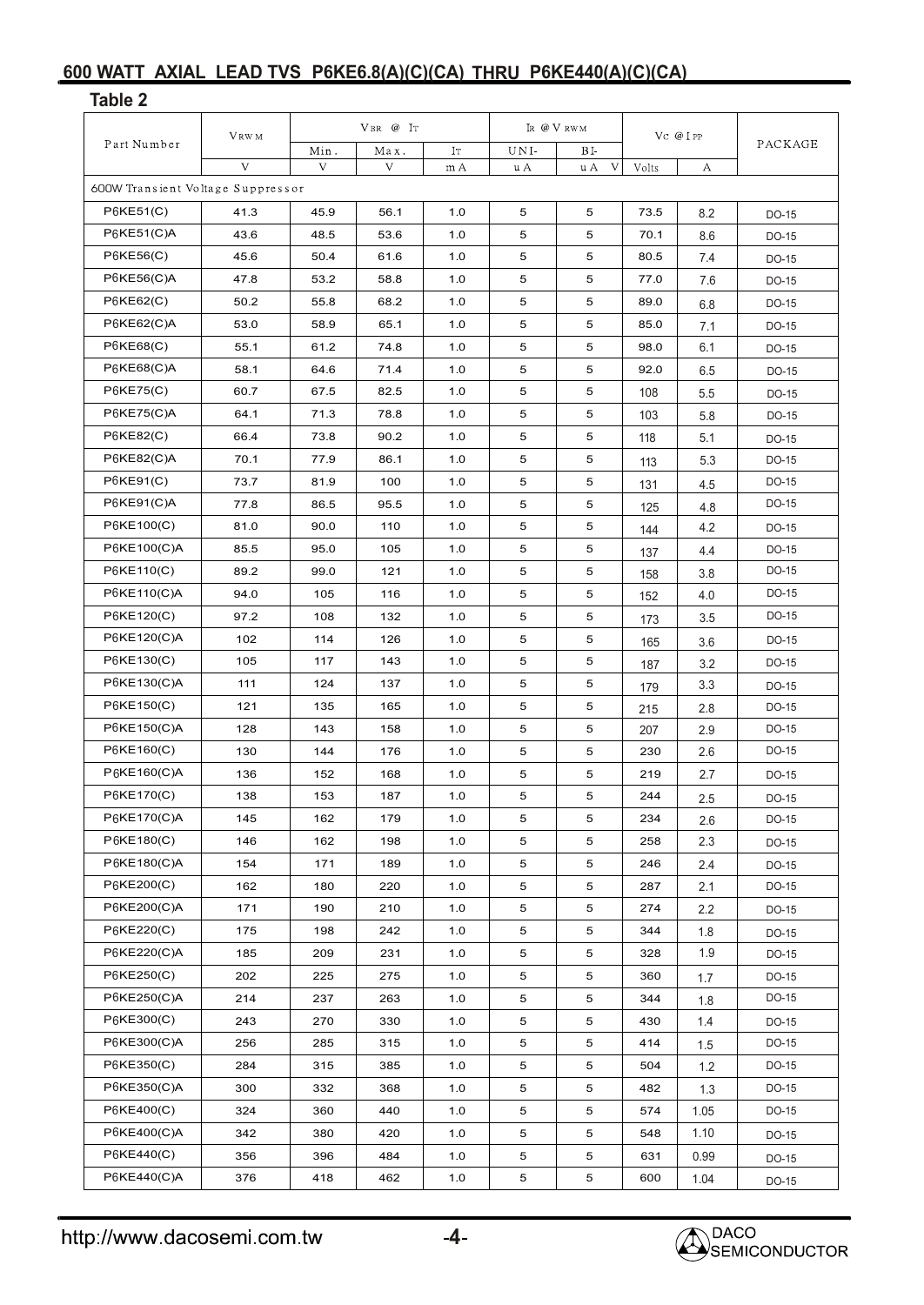## 600 WATT AXIAL LEAD TVS P6KE6.8(A)(C)(CA) THRU P6KE440(A)(C)(CA)

**Table 2**

| Part Number | $V_{RWM}$ | $V_{BR}$ @ $I_T$ | | | $I_R$ @ $V_{RWM}$ | | $V_C$ @ $I_{PP}$ | | PACKAGE |
|---|---|---|---|---|---|---|---|---|---|
| | | Min. | Max. | $I_T$ | UNI- | BI- | | | |
| | V | V | V | mA | uA | uA V | Volts | A | |
| 600W Transient Voltage Suppressor | | | | | | | | | |
| P6KE51(C) | 41.3 | 45.9 | 56.1 | 1.0 | 5 | 5 | 73.5 | 8.2 | DO-15 |
| P6KE51(C)A | 43.6 | 48.5 | 53.6 | 1.0 | 5 | 5 | 70.1 | 8.6 | DO-15 |
| P6KE56(C) | 45.6 | 50.4 | 61.6 | 1.0 | 5 | 5 | 80.5 | 7.4 | DO-15 |
| P6KE56(C)A | 47.8 | 53.2 | 58.8 | 1.0 | 5 | 5 | 77.0 | 7.6 | DO-15 |
| P6KE62(C) | 50.2 | 55.8 | 68.2 | 1.0 | 5 | 5 | 89.0 | 6.8 | DO-15 |
| P6KE62(C)A | 53.0 | 58.9 | 65.1 | 1.0 | 5 | 5 | 85.0 | 7.1 | DO-15 |
| P6KE68(C) | 55.1 | 61.2 | 74.8 | 1.0 | 5 | 5 | 98.0 | 6.1 | DO-15 |
| P6KE68(C)A | 58.1 | 64.6 | 71.4 | 1.0 | 5 | 5 | 92.0 | 6.5 | DO-15 |
| P6KE75(C) | 60.7 | 67.5 | 82.5 | 1.0 | 5 | 5 | 108 | 5.5 | DO-15 |
| P6KE75(C)A | 64.1 | 71.3 | 78.8 | 1.0 | 5 | 5 | 103 | 5.8 | DO-15 |
| P6KE82(C) | 66.4 | 73.8 | 90.2 | 1.0 | 5 | 5 | 118 | 5.1 | DO-15 |
| P6KE82(C)A | 70.1 | 77.9 | 86.1 | 1.0 | 5 | 5 | 113 | 5.3 | DO-15 |
| P6KE91(C) | 73.7 | 81.9 | 100 | 1.0 | 5 | 5 | 131 | 4.5 | DO-15 |
| P6KE91(C)A | 77.8 | 86.5 | 95.5 | 1.0 | 5 | 5 | 125 | 4.8 | DO-15 |
| P6KE100(C) | 81.0 | 90.0 | 110 | 1.0 | 5 | 5 | 144 | 4.2 | DO-15 |
| P6KE100(C)A | 85.5 | 95.0 | 105 | 1.0 | 5 | 5 | 137 | 4.4 | DO-15 |
| P6KE110(C) | 89.2 | 99.0 | 121 | 1.0 | 5 | 5 | 158 | 3.8 | DO-15 |
| P6KE110(C)A | 94.0 | 105 | 116 | 1.0 | 5 | 5 | 152 | 4.0 | DO-15 |
| P6KE120(C) | 97.2 | 108 | 132 | 1.0 | 5 | 5 | 173 | 3.5 | DO-15 |
| P6KE120(C)A | 102 | 114 | 126 | 1.0 | 5 | 5 | 165 | 3.6 | DO-15 |
| P6KE130(C) | 105 | 117 | 143 | 1.0 | 5 | 5 | 187 | 3.2 | DO-15 |
| P6KE130(C)A | 111 | 124 | 137 | 1.0 | 5 | 5 | 179 | 3.3 | DO-15 |
| P6KE150(C) | 121 | 135 | 165 | 1.0 | 5 | 5 | 215 | 2.8 | DO-15 |
| P6KE150(C)A | 128 | 143 | 158 | 1.0 | 5 | 5 | 207 | 2.9 | DO-15 |
| P6KE160(C) | 130 | 144 | 176 | 1.0 | 5 | 5 | 230 | 2.6 | DO-15 |
| P6KE160(C)A | 136 | 152 | 168 | 1.0 | 5 | 5 | 219 | 2.7 | DO-15 |
| P6KE170(C) | 138 | 153 | 187 | 1.0 | 5 | 5 | 244 | 2.5 | DO-15 |
| P6KE170(C)A | 145 | 162 | 179 | 1.0 | 5 | 5 | 234 | 2.6 | DO-15 |
| P6KE180(C) | 146 | 162 | 198 | 1.0 | 5 | 5 | 258 | 2.3 | DO-15 |
| P6KE180(C)A | 154 | 171 | 189 | 1.0 | 5 | 5 | 246 | 2.4 | DO-15 |
| P6KE200(C) | 162 | 180 | 220 | 1.0 | 5 | 5 | 287 | 2.1 | DO-15 |
| P6KE200(C)A | 171 | 190 | 210 | 1.0 | 5 | 5 | 274 | 2.2 | DO-15 |
| P6KE220(C) | 175 | 198 | 242 | 1.0 | 5 | 5 | 344 | 1.8 | DO-15 |
| P6KE220(C)A | 185 | 209 | 231 | 1.0 | 5 | 5 | 328 | 1.9 | DO-15 |
| P6KE250(C) | 202 | 225 | 275 | 1.0 | 5 | 5 | 360 | 1.7 | DO-15 |
| P6KE250(C)A | 214 | 237 | 263 | 1.0 | 5 | 5 | 344 | 1.8 | DO-15 |
| P6KE300(C) | 243 | 270 | 330 | 1.0 | 5 | 5 | 430 | 1.4 | DO-15 |
| P6KE300(C)A | 256 | 285 | 315 | 1.0 | 5 | 5 | 414 | 1.5 | DO-15 |
| P6KE350(C) | 284 | 315 | 385 | 1.0 | 5 | 5 | 504 | 1.2 | DO-15 |
| P6KE350(C)A | 300 | 332 | 368 | 1.0 | 5 | 5 | 482 | 1.3 | DO-15 |
| P6KE400(C) | 324 | 360 | 440 | 1.0 | 5 | 5 | 574 | 1.05 | DO-15 |
| P6KE400(C)A | 342 | 380 | 420 | 1.0 | 5 | 5 | 548 | 1.10 | DO-15 |
| P6KE440(C) | 356 | 396 | 484 | 1.0 | 5 | 5 | 631 | 0.99 | DO-15 |
| P6KE440(C)A | 376 | 418 | 462 | 1.0 | 5 | 5 | 600 | 1.04 | DO-15 |